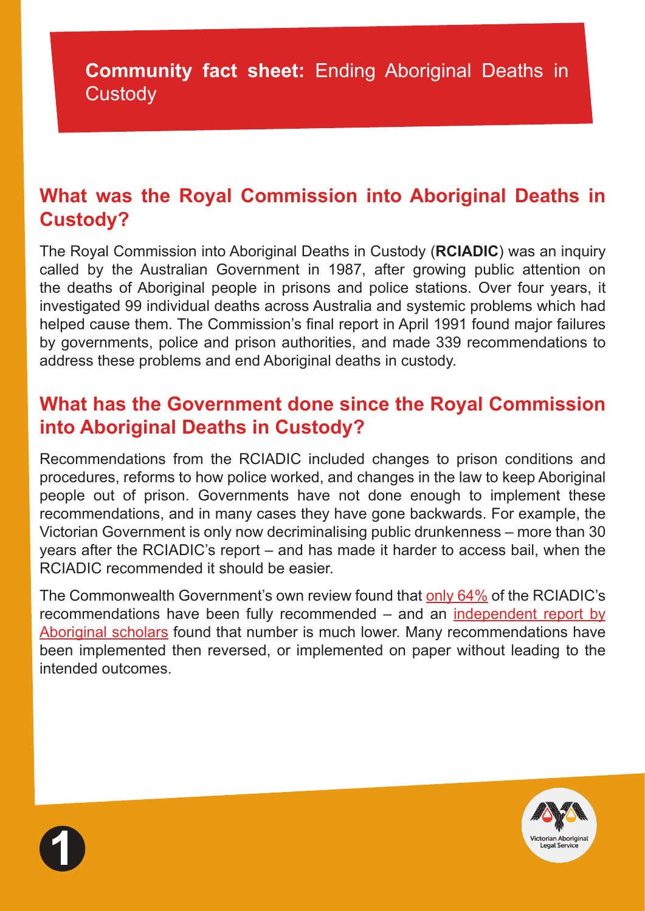# **Community fact sheet:** Ending Aboriginal Deaths in Custody

## What was the Royal Commission into Aboriginal Deaths in Custody?

The Royal Commission into Aboriginal Deaths in Custody (**RCIADIC**) was an inquiry called by the Australian Government in 1987, after growing public attention on the deaths of Aboriginal people in prisons and police stations. Over four years, it investigated 99 individual deaths across Australia and systemic problems which had helped cause them. The Commission's final report in April 1991 found major failures by governments, police and prison authorities, and made 339 recommendations to address these problems and end Aboriginal deaths in custody.

## What has the Government done since the Royal Commission into Aboriginal Deaths in Custody?

Recommendations from the RCIADIC included changes to prison conditions and procedures, reforms to how police worked, and changes in the law to keep Aboriginal people out of prison. Governments have not done enough to implement these recommendations, and in many cases they have gone backwards. For example, the Victorian Government is only now decriminalising public drunkenness – more than 30 years after the RCIADIC's report – and has made it harder to access bail, when the RCIADIC recommended it should be easier.

The Commonwealth Government's own review found that only 64% of the RCIADIC's recommendations have been fully recommended – and an independent report by Aboriginal scholars found that number is much lower. Many recommendations have been implemented then reversed, or implemented on paper without leading to the intended outcomes.

Victorian Aboriginal Legal Service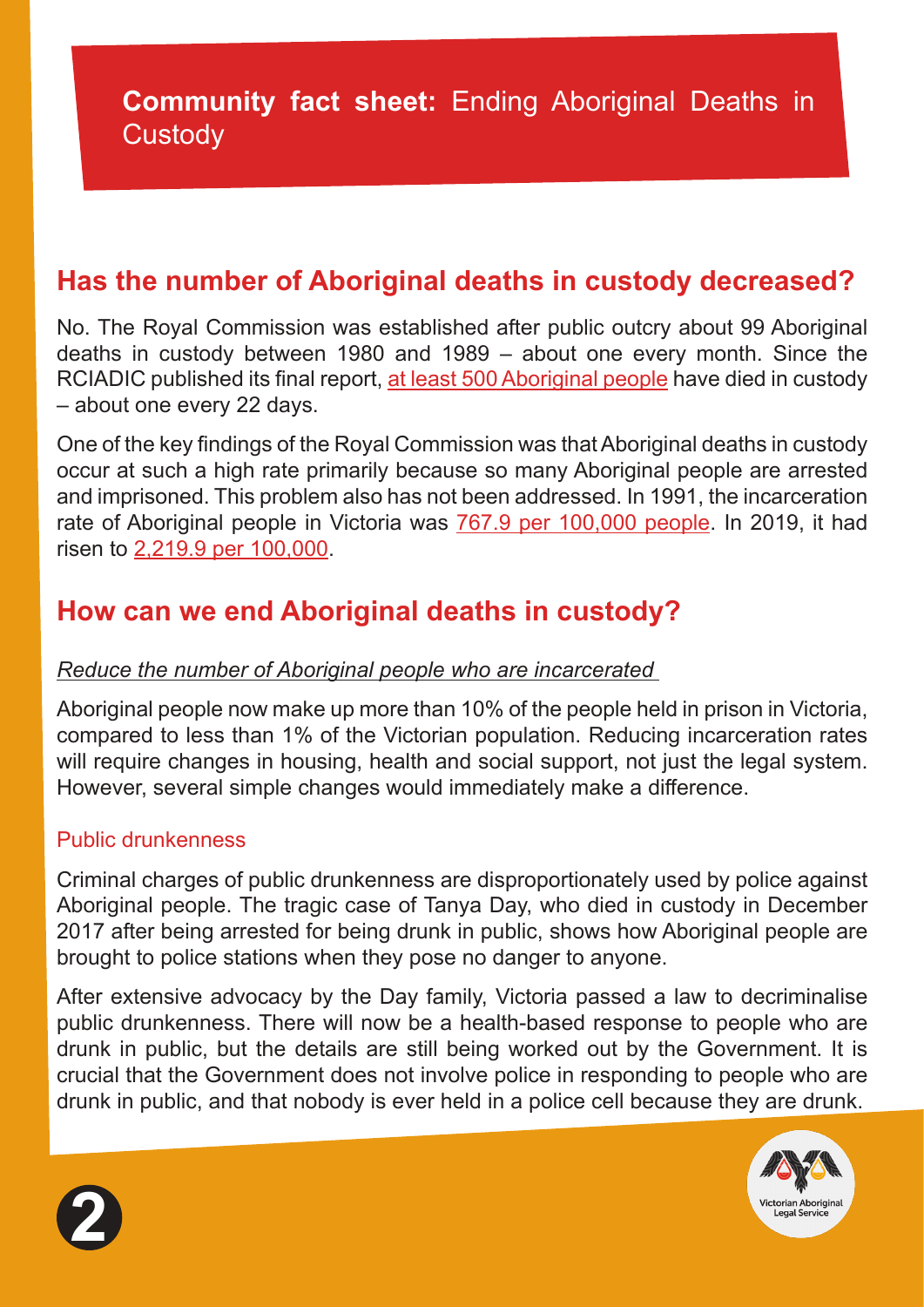**Community fact sheet:** Ending Aboriginal Deaths in Custody

## Has the number of Aboriginal deaths in custody decreased?

No. The Royal Commission was established after public outcry about 99 Aboriginal deaths in custody between 1980 and 1989 – about one every month. Since the RCIADIC published its final report, at least 500 Aboriginal people have died in custody – about one every 22 days.

One of the key findings of the Royal Commission was that Aboriginal deaths in custody occur at such a high rate primarily because so many Aboriginal people are arrested and imprisoned. This problem also has not been addressed. In 1991, the incarceration rate of Aboriginal people in Victoria was 767.9 per 100,000 people. In 2019, it had risen to 2,219.9 per 100,000.

## How can we end Aboriginal deaths in custody?

*Reduce the number of Aboriginal people who are incarcerated*

Aboriginal people now make up more than 10% of the people held in prison in Victoria, compared to less than 1% of the Victorian population. Reducing incarceration rates will require changes in housing, health and social support, not just the legal system. However, several simple changes would immediately make a difference.

### Public drunkenness

Criminal charges of public drunkenness are disproportionately used by police against Aboriginal people. The tragic case of Tanya Day, who died in custody in December 2017 after being arrested for being drunk in public, shows how Aboriginal people are brought to police stations when they pose no danger to anyone.

After extensive advocacy by the Day family, Victoria passed a law to decriminalise public drunkenness. There will now be a health-based response to people who are drunk in public, but the details are still being worked out by the Government. It is crucial that the Government does not involve police in responding to people who are drunk in public, and that nobody is ever held in a police cell because they are drunk.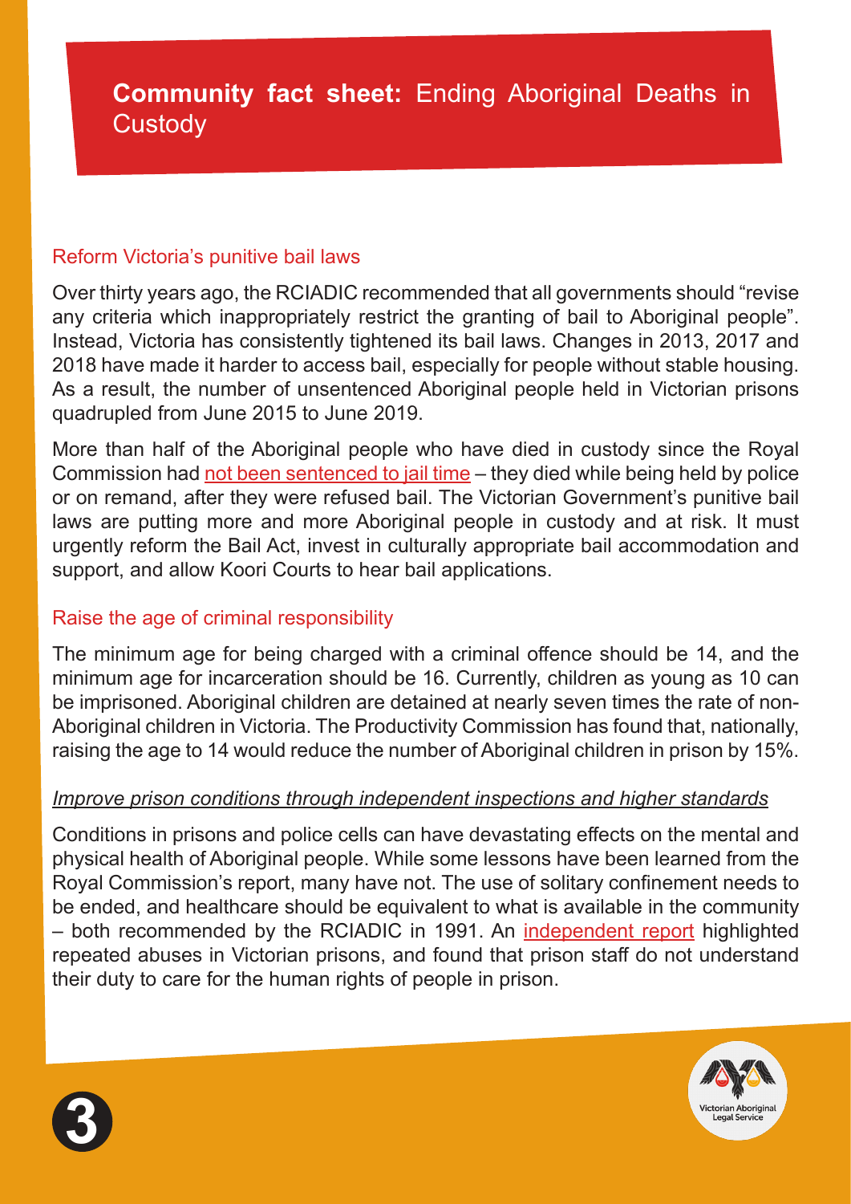**Community fact sheet:** Ending Aboriginal Deaths in Custody

## Reform Victoria's punitive bail laws

Over thirty years ago, the RCIADIC recommended that all governments should "revise any criteria which inappropriately restrict the granting of bail to Aboriginal people". Instead, Victoria has consistently tightened its bail laws. Changes in 2013, 2017 and 2018 have made it harder to access bail, especially for people without stable housing. As a result, the number of unsentenced Aboriginal people held in Victorian prisons quadrupled from June 2015 to June 2019.

More than half of the Aboriginal people who have died in custody since the Royal Commission had not been sentenced to jail time – they died while being held by police or on remand, after they were refused bail. The Victorian Government's punitive bail laws are putting more and more Aboriginal people in custody and at risk. It must urgently reform the Bail Act, invest in culturally appropriate bail accommodation and support, and allow Koori Courts to hear bail applications.

## Raise the age of criminal responsibility

The minimum age for being charged with a criminal offence should be 14, and the minimum age for incarceration should be 16. Currently, children as young as 10 can be imprisoned. Aboriginal children are detained at nearly seven times the rate of non-Aboriginal children in Victoria. The Productivity Commission has found that, nationally, raising the age to 14 would reduce the number of Aboriginal children in prison by 15%.

## *Improve prison conditions through independent inspections and higher standards*

Conditions in prisons and police cells can have devastating effects on the mental and physical health of Aboriginal people. While some lessons have been learned from the Royal Commission's report, many have not. The use of solitary confinement needs to be ended, and healthcare should be equivalent to what is available in the community – both recommended by the RCIADIC in 1991. An independent report highlighted repeated abuses in Victorian prisons, and found that prison staff do not understand their duty to care for the human rights of people in prison.

Victorian Aboriginal Legal Service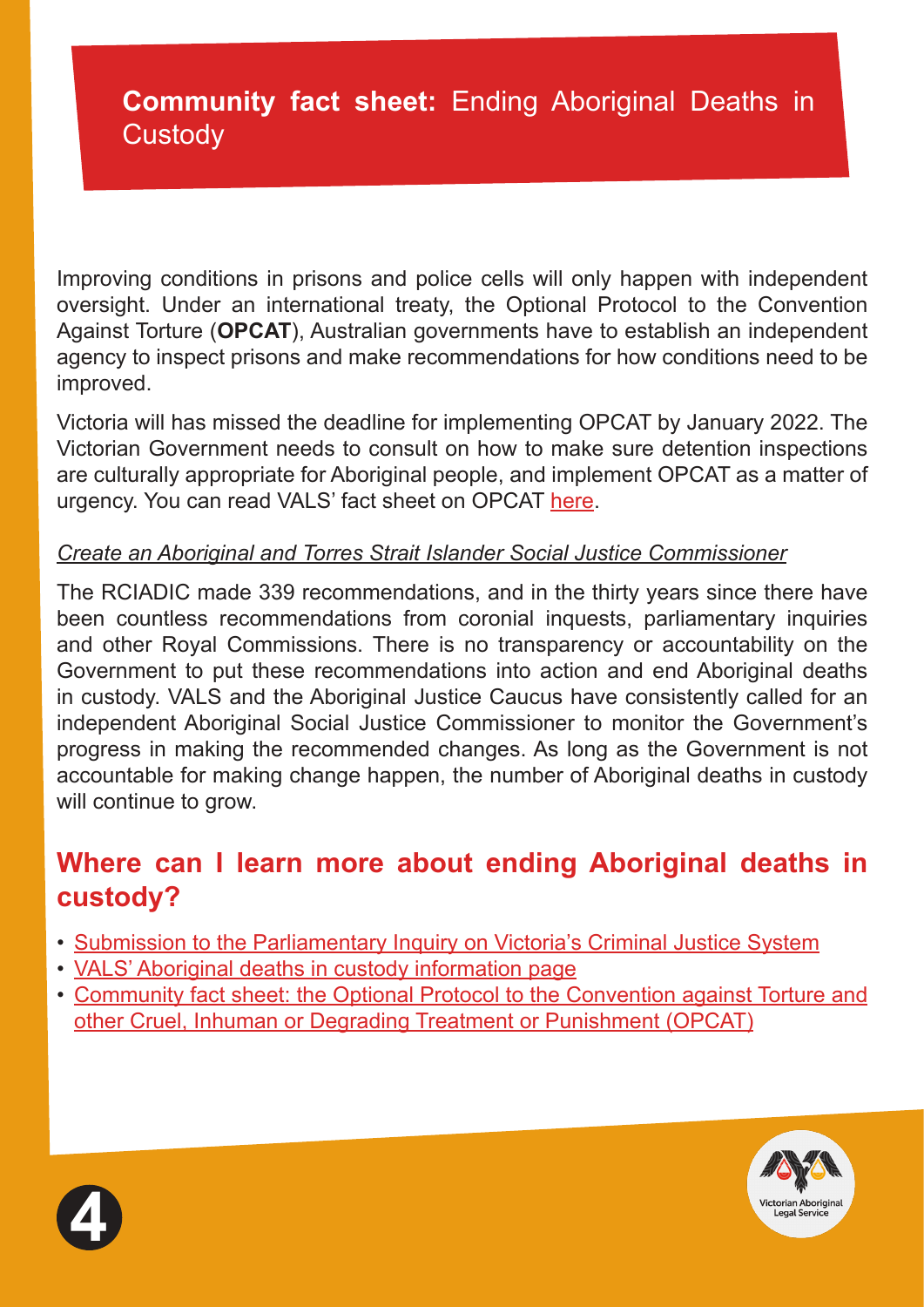**Community fact sheet:** Ending Aboriginal Deaths in Custody

Improving conditions in prisons and police cells will only happen with independent oversight. Under an international treaty, the Optional Protocol to the Convention Against Torture (**OPCAT**), Australian governments have to establish an independent agency to inspect prisons and make recommendations for how conditions need to be improved.

Victoria will has missed the deadline for implementing OPCAT by January 2022. The Victorian Government needs to consult on how to make sure detention inspections are culturally appropriate for Aboriginal people, and implement OPCAT as a matter of urgency. You can read VALS' fact sheet on OPCAT here.

*Create an Aboriginal and Torres Strait Islander Social Justice Commissioner*

The RCIADIC made 339 recommendations, and in the thirty years since there have been countless recommendations from coronial inquests, parliamentary inquiries and other Royal Commissions. There is no transparency or accountability on the Government to put these recommendations into action and end Aboriginal deaths in custody. VALS and the Aboriginal Justice Caucus have consistently called for an independent Aboriginal Social Justice Commissioner to monitor the Government's progress in making the recommended changes. As long as the Government is not accountable for making change happen, the number of Aboriginal deaths in custody will continue to grow.

## Where can I learn more about ending Aboriginal deaths in custody?

- Submission to the Parliamentary Inquiry on Victoria's Criminal Justice System
- VALS' Aboriginal deaths in custody information page
- Community fact sheet: the Optional Protocol to the Convention against Torture and other Cruel, Inhuman or Degrading Treatment or Punishment (OPCAT)

Victorian Aboriginal Legal Service